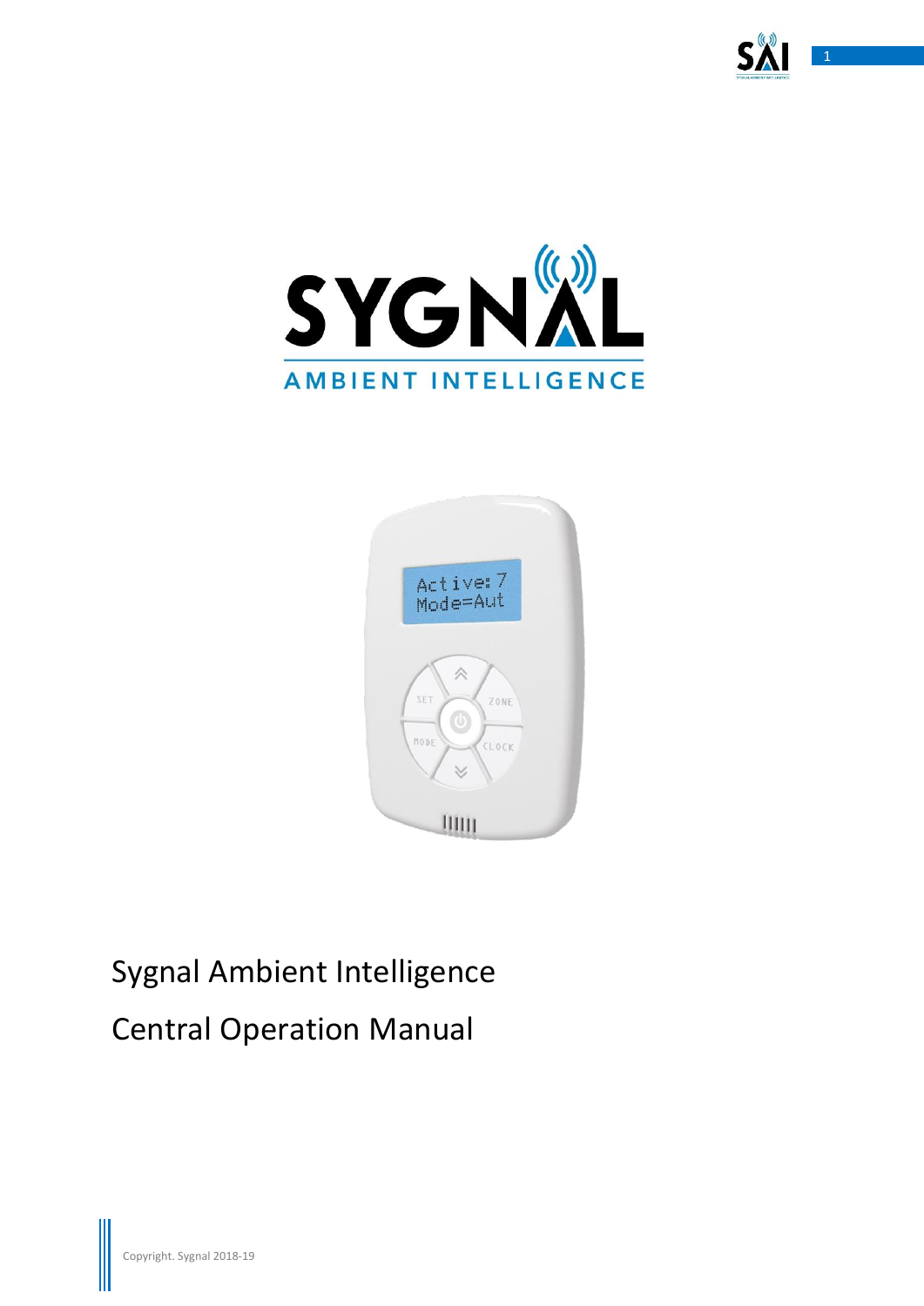# Sygnal Ambient Intelligence

# Central Operation Manual

Copyright. Sygnal 2018-19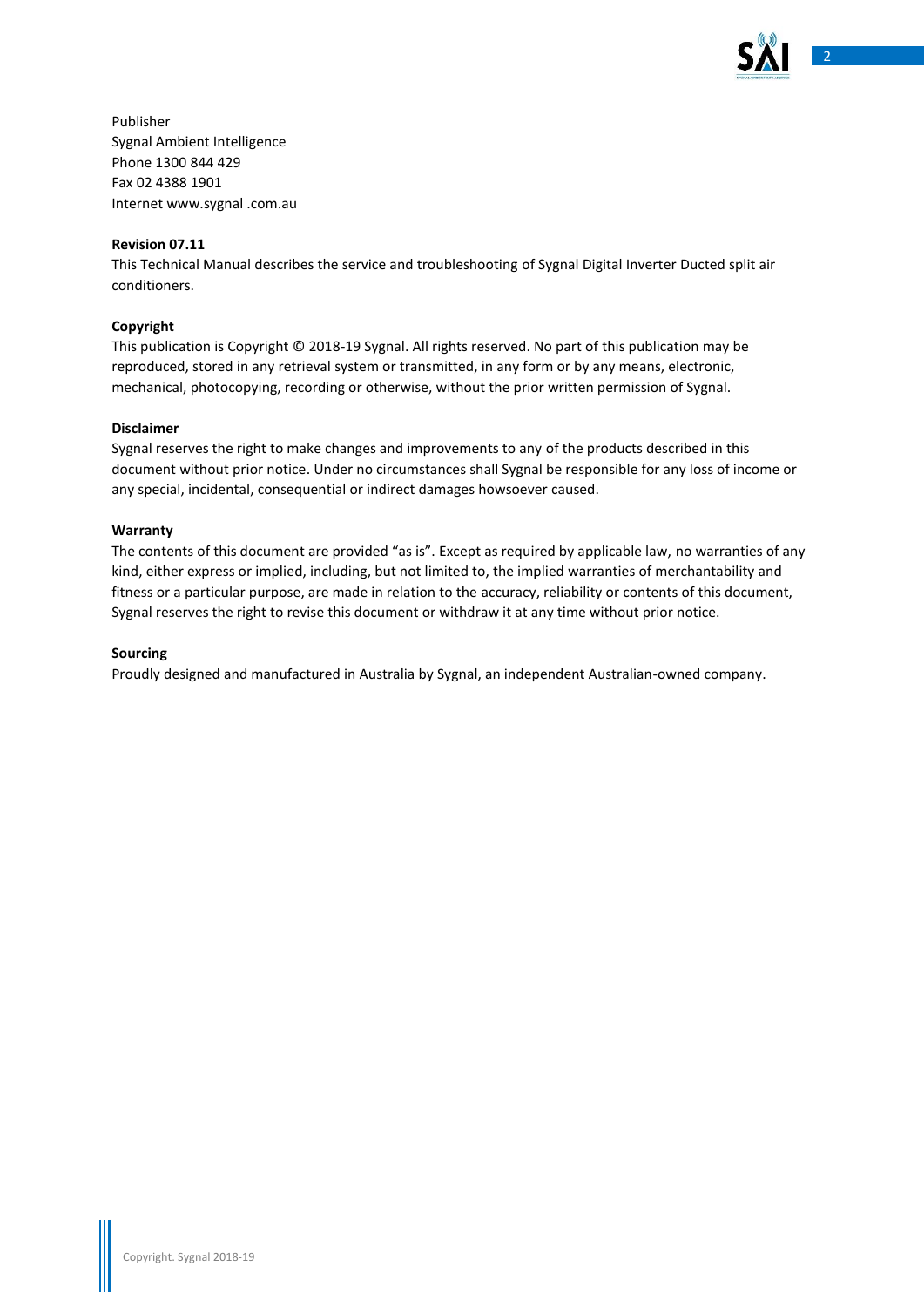Publisher
Sygnal Ambient Intelligence
Phone 1300 844 429
Fax 02 4388 1901
Internet www.sygnal .com.au

**Revision 07.11**

This Technical Manual describes the service and troubleshooting of Sygnal Digital Inverter Ducted split air conditioners.

**Copyright**

This publication is Copyright © 2018-19 Sygnal. All rights reserved. No part of this publication may be reproduced, stored in any retrieval system or transmitted, in any form or by any means, electronic, mechanical, photocopying, recording or otherwise, without the prior written permission of Sygnal.

**Disclaimer**

Sygnal reserves the right to make changes and improvements to any of the products described in this document without prior notice. Under no circumstances shall Sygnal be responsible for any loss of income or any special, incidental, consequential or indirect damages howsoever caused.

**Warranty**

The contents of this document are provided "as is". Except as required by applicable law, no warranties of any kind, either express or implied, including, but not limited to, the implied warranties of merchantability and fitness or a particular purpose, are made in relation to the accuracy, reliability or contents of this document, Sygnal reserves the right to revise this document or withdraw it at any time without prior notice.

**Sourcing**

Proudly designed and manufactured in Australia by Sygnal, an independent Australian-owned company.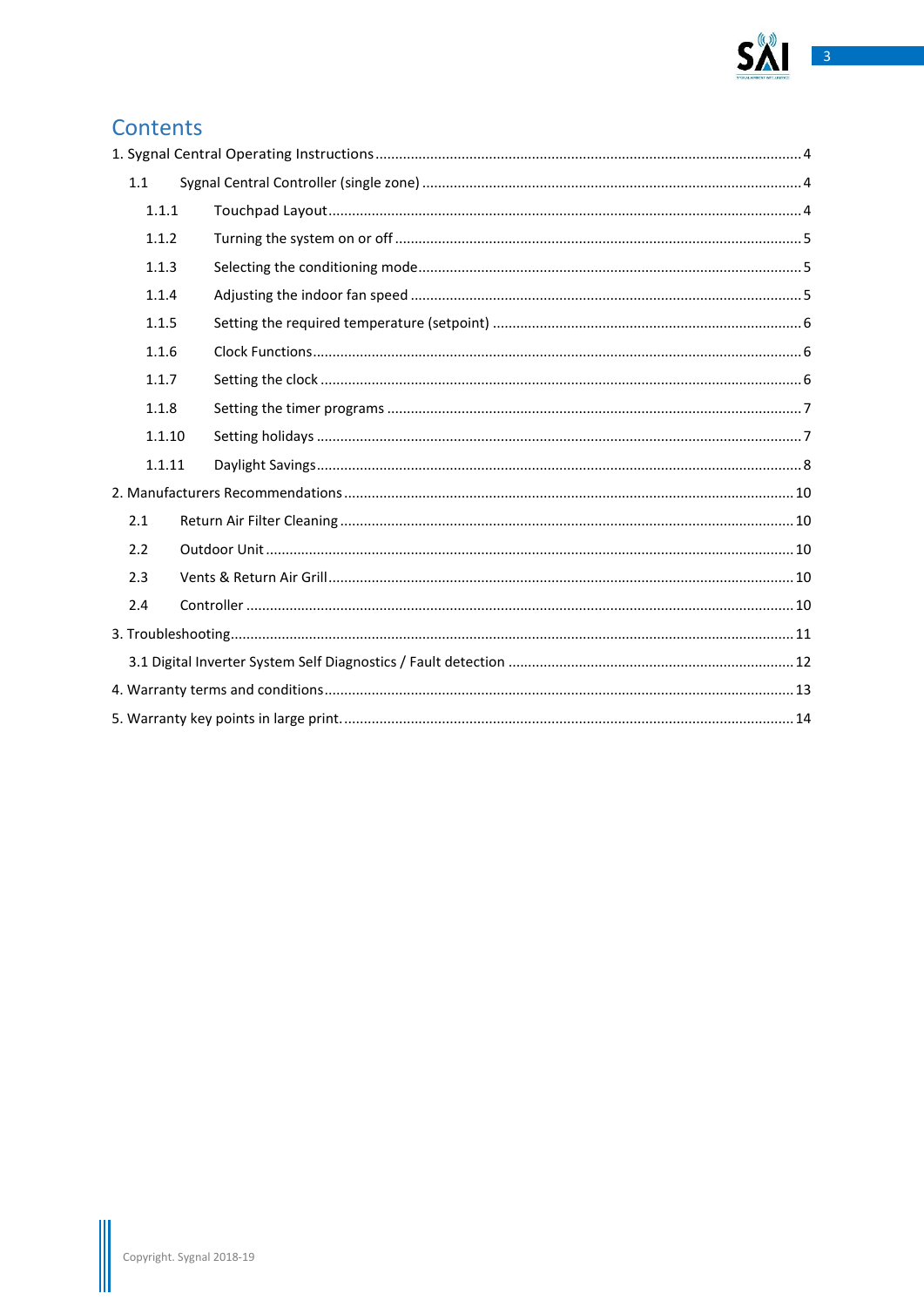# Contents

1. Sygnal Central Operating Instructions ........................................ 4
    - 1.1 Sygnal Central Controller (single zone) ........................................ 4
        - 1.1.1 Touchpad Layout ........................................ 4
        - 1.1.2 Turning the system on or off ........................................ 5
        - 1.1.3 Selecting the conditioning mode ........................................ 5
        - 1.1.4 Adjusting the indoor fan speed ........................................ 5
        - 1.1.5 Setting the required temperature (setpoint) ........................................ 6
        - 1.1.6 Clock Functions ........................................ 6
        - 1.1.7 Setting the clock ........................................ 6
        - 1.1.8 Setting the timer programs ........................................ 7
        - 1.1.10 Setting holidays ........................................ 7
        - 1.1.11 Daylight Savings ........................................ 8
2. Manufacturers Recommendations ........................................ 10
    - 2.1 Return Air Filter Cleaning ........................................ 10
    - 2.2 Outdoor Unit ........................................ 10
    - 2.3 Vents & Return Air Grill ........................................ 10
    - 2.4 Controller ........................................ 10
3. Troubleshooting ........................................ 11
    - 3.1 Digital Inverter System Self Diagnostics / Fault detection ........................................ 12
4. Warranty terms and conditions ........................................ 13
5. Warranty key points in large print. ........................................ 14

Copyright. Sygnal 2018-19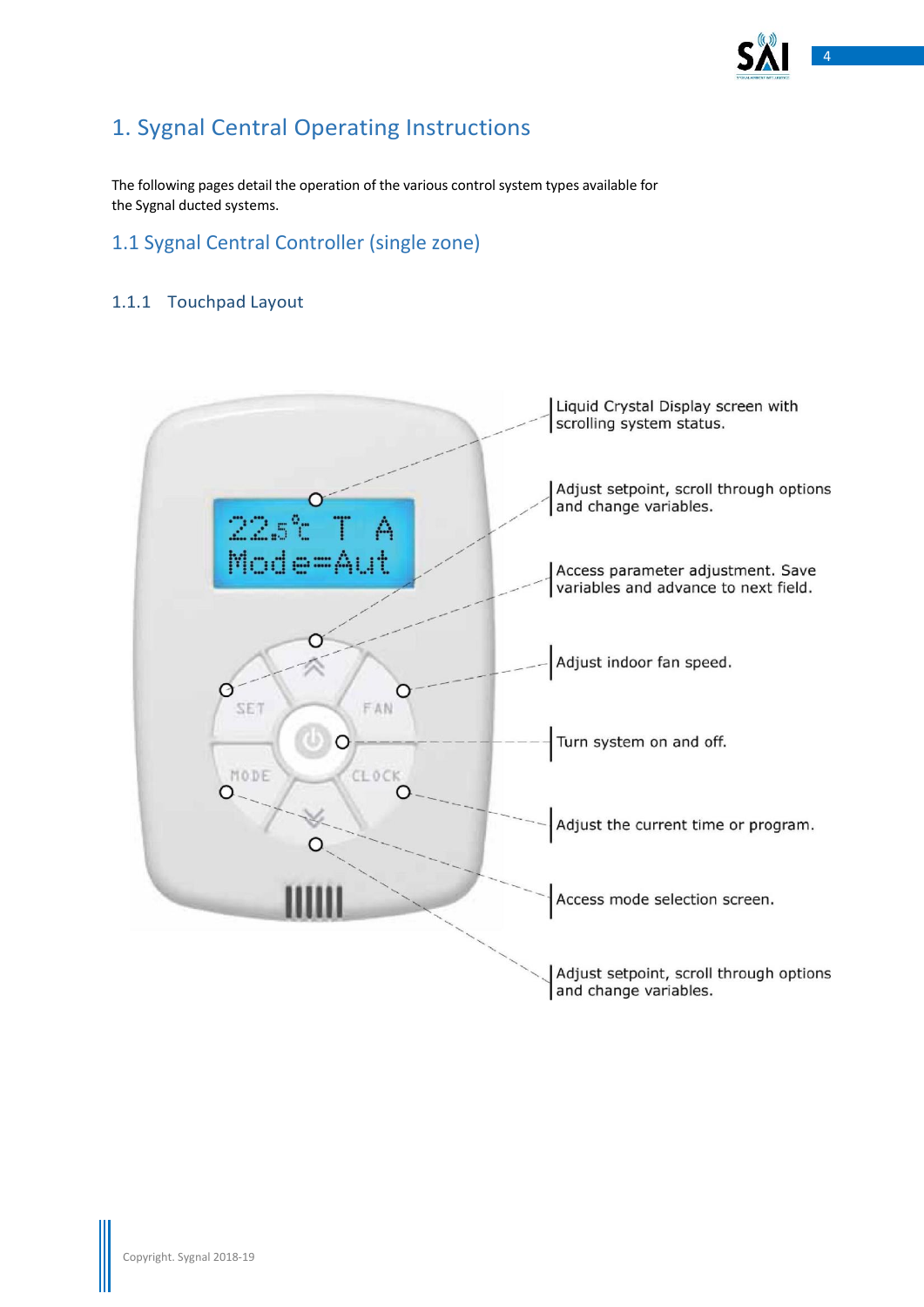# 1. Sygnal Central Operating Instructions

The following pages detail the operation of the various control system types available for the Sygnal ducted systems.

## 1.1 Sygnal Central Controller (single zone)

### 1.1.1 Touchpad Layout

Liquid Crystal Display screen with scrolling system status.

Adjust setpoint, scroll through options and change variables.

Access parameter adjustment. Save variables and advance to next field.

Adjust indoor fan speed.

Turn system on and off.

Adjust the current time or program.

Access mode selection screen.

Adjust setpoint, scroll through options and change variables.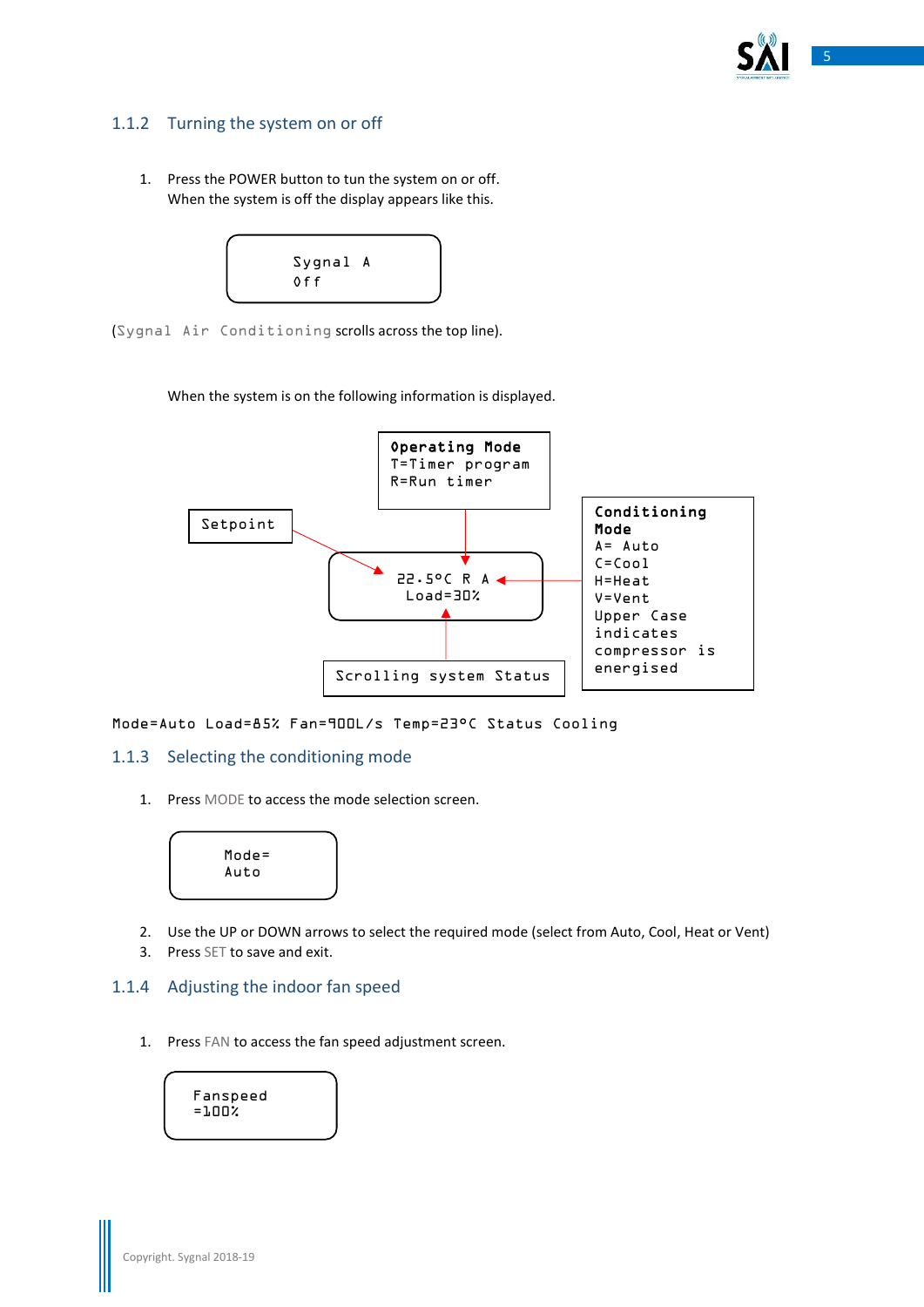### 1.1.2 Turning the system on or off

1. Press the POWER button to tun the system on or off.
   When the system is off the display appears like this.

```
Sygnal A
Off
```

(Sygnal Air Conditioning scrolls across the top line).

When the system is on the following information is displayed.

```
22.5°C R A
Load=30%
```

- **Setpoint**
- **Operating Mode**: T=Timer program, R=Run timer
- **Conditioning Mode**: A= Auto, C=Cool, H=Heat, V=Vent. Upper Case indicates compressor is energised
- **Scrolling system Status**

Mode=Auto Load=85% Fan=900L/s Temp=23°C Status Cooling

### 1.1.3 Selecting the conditioning mode

1. Press MODE to access the mode selection screen.

```
Mode=
Auto
```

2. Use the UP or DOWN arrows to select the required mode (select from Auto, Cool, Heat or Vent)
3. Press SET to save and exit.

### 1.1.4 Adjusting the indoor fan speed

1. Press FAN to access the fan speed adjustment screen.

```
Fanspeed
=100%
```

Copyright. Sygnal 2018-19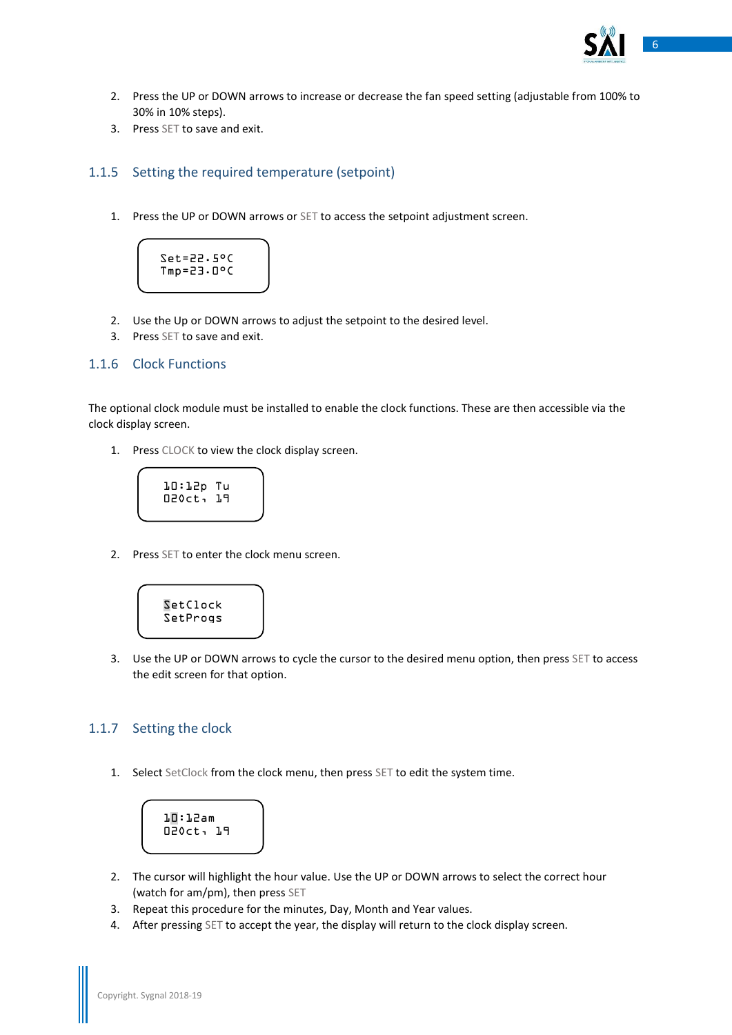2. Press the UP or DOWN arrows to increase or decrease the fan speed setting (adjustable from 100% to 30% in 10% steps).
3. Press SET to save and exit.

### 1.1.5 Setting the required temperature (setpoint)

1. Press the UP or DOWN arrows or SET to access the setpoint adjustment screen.

```
Set=22.5°C
Tmp=23.0°C
```

2. Use the Up or DOWN arrows to adjust the setpoint to the desired level.
3. Press SET to save and exit.

### 1.1.6 Clock Functions

The optional clock module must be installed to enable the clock functions. These are then accessible via the clock display screen.

1. Press CLOCK to view the clock display screen.

```
10:12p Tu
02Oct, 19
```

2. Press SET to enter the clock menu screen.

```
SetClock
SetProgs
```

3. Use the UP or DOWN arrows to cycle the cursor to the desired menu option, then press SET to access the edit screen for that option.

### 1.1.7 Setting the clock

1. Select SetClock from the clock menu, then press SET to edit the system time.

```
10:12am
02Oct, 19
```

2. The cursor will highlight the hour value. Use the UP or DOWN arrows to select the correct hour (watch for am/pm), then press SET
3. Repeat this procedure for the minutes, Day, Month and Year values.
4. After pressing SET to accept the year, the display will return to the clock display screen.

Copyright. Sygnal 2018-19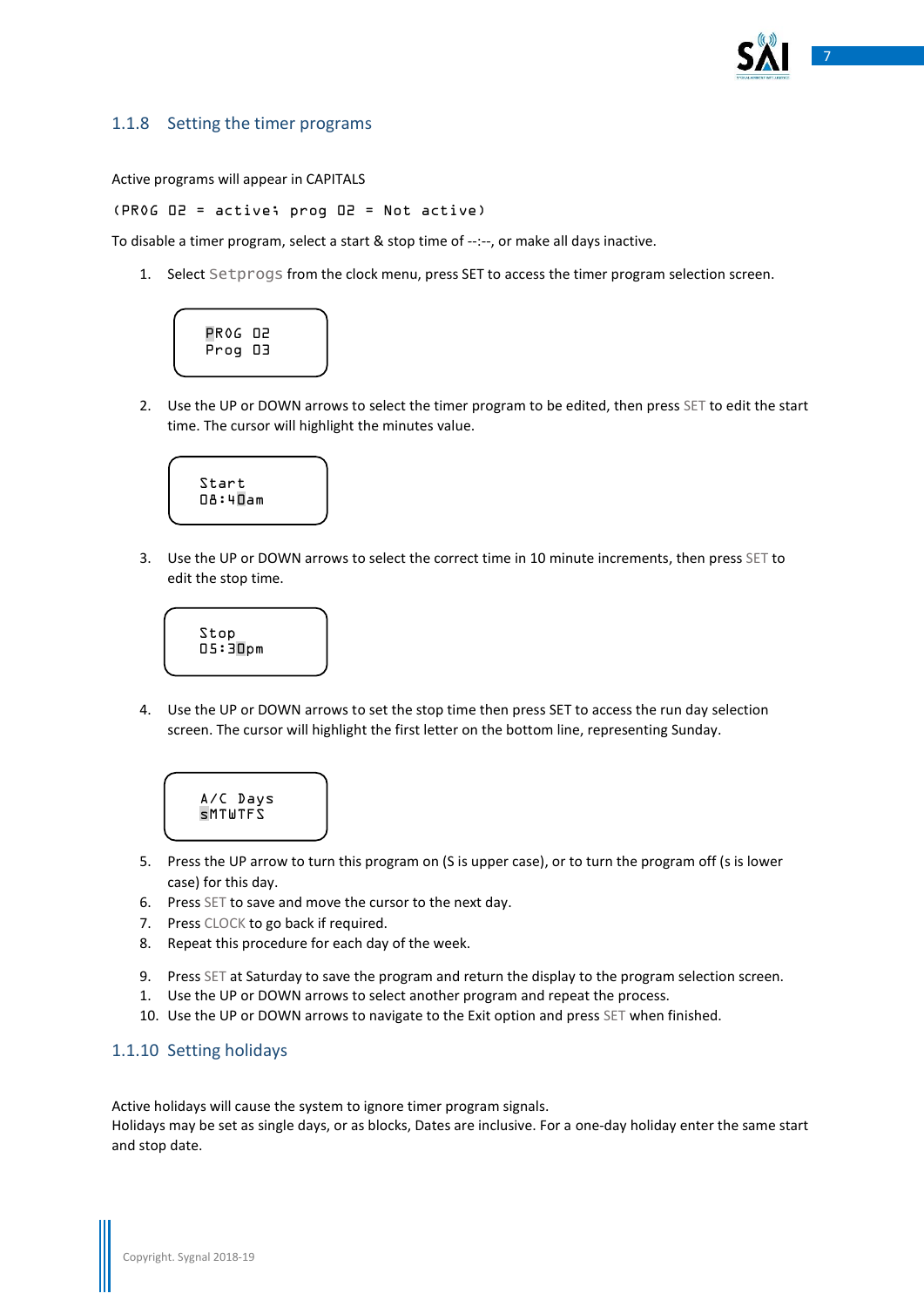### 1.1.8 Setting the timer programs

Active programs will appear in CAPITALS

`(PROG 02 = active; prog 02 = Not active)`

To disable a timer program, select a start & stop time of --:--, or make all days inactive.

1. Select `Setprogs` from the clock menu, press SET to access the timer program selection screen.

```
PROG 02
Prog 03
```

2. Use the UP or DOWN arrows to select the timer program to be edited, then press SET to edit the start time. The cursor will highlight the minutes value.

```
Start
08:40am
```

3. Use the UP or DOWN arrows to select the correct time in 10 minute increments, then press SET to edit the stop time.

```
Stop
05:30pm
```

4. Use the UP or DOWN arrows to set the stop time then press SET to access the run day selection screen. The cursor will highlight the first letter on the bottom line, representing Sunday.

```
A/C Days
sMTWTFS
```

5. Press the UP arrow to turn this program on (S is upper case), or to turn the program off (s is lower case) for this day.
6. Press SET to save and move the cursor to the next day.
7. Press CLOCK to go back if required.
8. Repeat this procedure for each day of the week.

9. Press SET at Saturday to save the program and return the display to the program selection screen.
1. Use the UP or DOWN arrows to select another program and repeat the process.
10. Use the UP or DOWN arrows to navigate to the Exit option and press SET when finished.

### 1.1.10 Setting holidays

Active holidays will cause the system to ignore timer program signals.
Holidays may be set as single days, or as blocks, Dates are inclusive. For a one-day holiday enter the same start and stop date.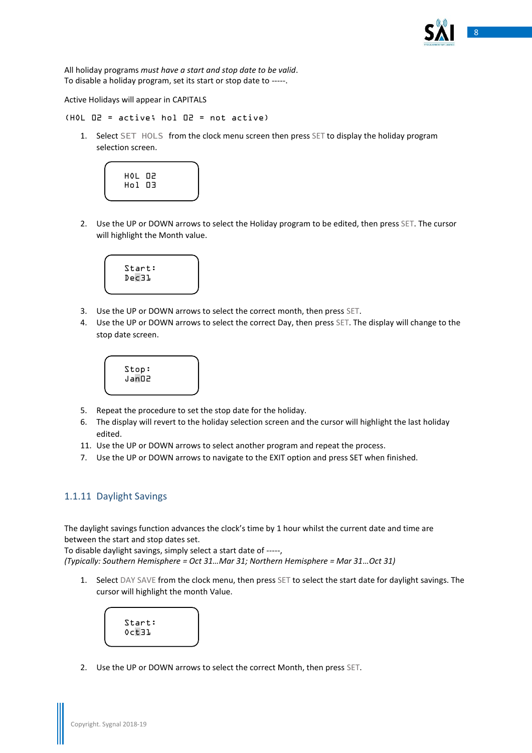All holiday programs *must have a start and stop date to be valid*.
To disable a holiday program, set its start or stop date to -----.

Active Holidays will appear in CAPITALS

```
(HOL 02 = active; hol 02 = not active)
```

1. Select SET HOLS from the clock menu screen then press SET to display the holiday program selection screen.

```
HOL 02
Hol 03
```

2. Use the UP or DOWN arrows to select the Holiday program to be edited, then press SET. The cursor will highlight the Month value.

```
Start:
Dec31
```

3. Use the UP or DOWN arrows to select the correct month, then press SET.
4. Use the UP or DOWN arrows to select the correct Day, then press SET. The display will change to the stop date screen.

```
Stop:
Jan02
```

5. Repeat the procedure to set the stop date for the holiday.
6. The display will revert to the holiday selection screen and the cursor will highlight the last holiday edited.
11. Use the UP or DOWN arrows to select another program and repeat the process.
7. Use the UP or DOWN arrows to navigate to the EXIT option and press SET when finished.

## 1.1.11 Daylight Savings

The daylight savings function advances the clock's time by 1 hour whilst the current date and time are between the start and stop dates set.
To disable daylight savings, simply select a start date of -----,
*(Typically: Southern Hemisphere = Oct 31…Mar 31; Northern Hemisphere = Mar 31…Oct 31)*

1. Select DAY SAVE from the clock menu, then press SET to select the start date for daylight savings. The cursor will highlight the month Value.

```
Start:
Oct31
```

2. Use the UP or DOWN arrows to select the correct Month, then press SET.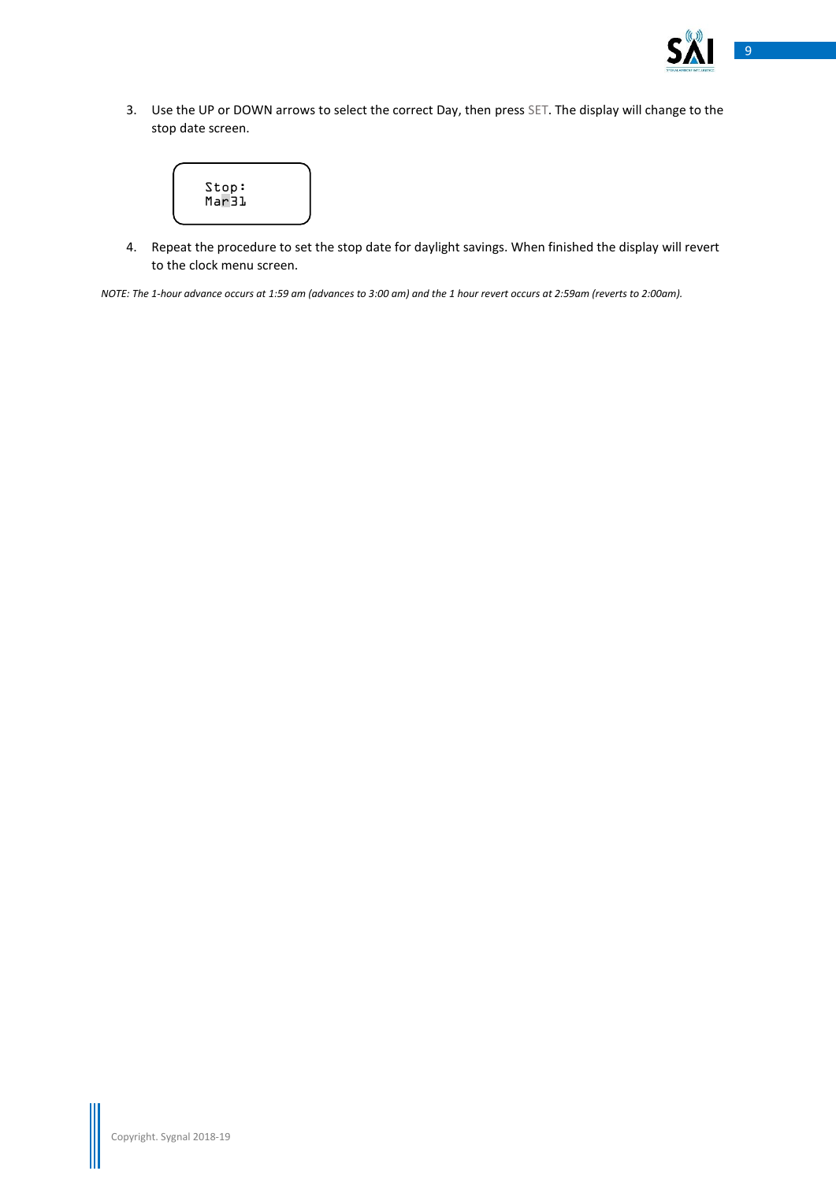3. Use the UP or DOWN arrows to select the correct Day, then press SET. The display will change to the stop date screen.

```
Stop:
Mar31
```

4. Repeat the procedure to set the stop date for daylight savings. When finished the display will revert to the clock menu screen.

*NOTE: The 1-hour advance occurs at 1:59 am (advances to 3:00 am) and the 1 hour revert occurs at 2:59am (reverts to 2:00am).*

Copyright. Sygnal 2018-19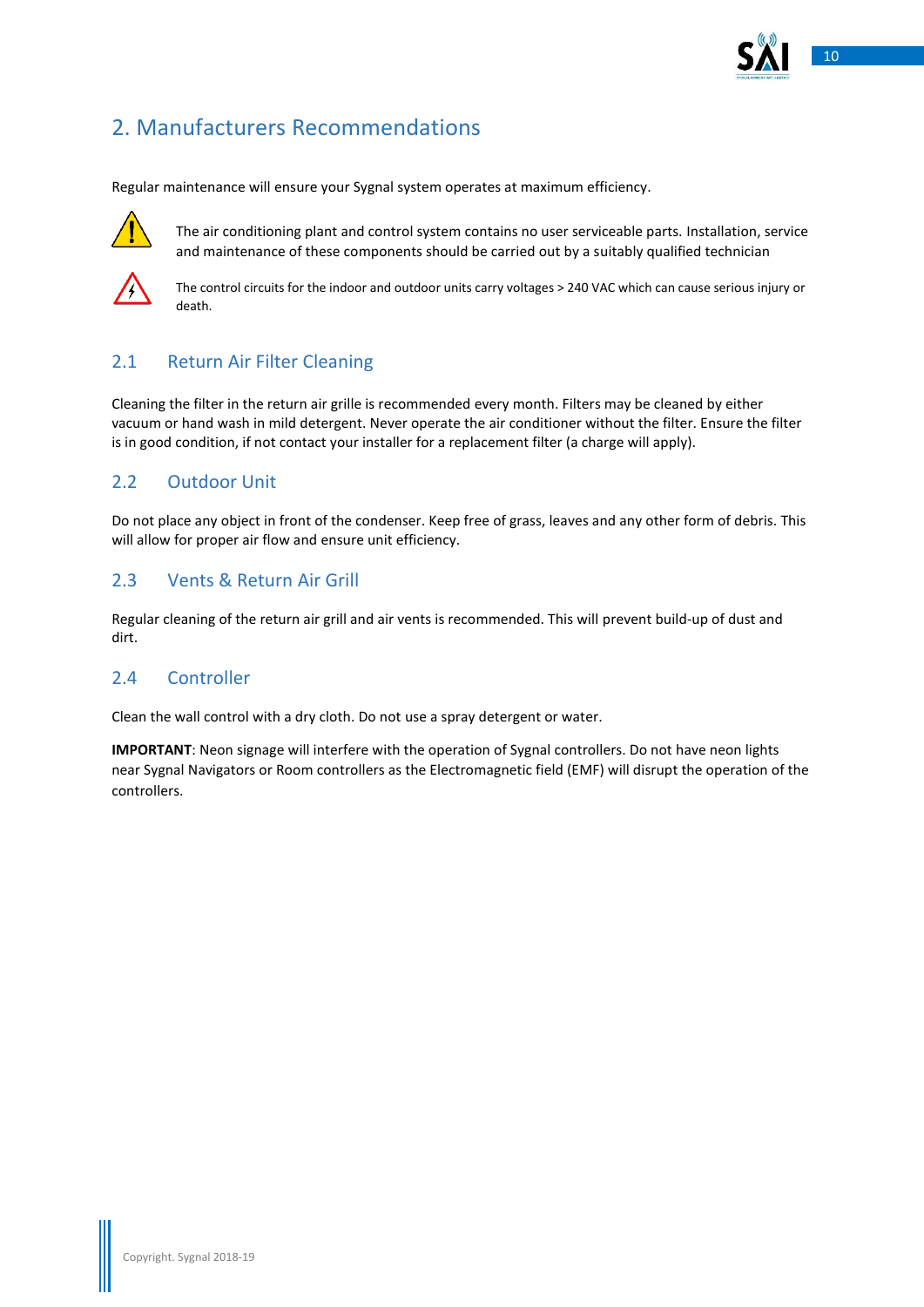# 2. Manufacturers Recommendations

Regular maintenance will ensure your Sygnal system operates at maximum efficiency.

The air conditioning plant and control system contains no user serviceable parts. Installation, service and maintenance of these components should be carried out by a suitably qualified technician

The control circuits for the indoor and outdoor units carry voltages > 240 VAC which can cause serious injury or death.

## 2.1 Return Air Filter Cleaning

Cleaning the filter in the return air grille is recommended every month. Filters may be cleaned by either vacuum or hand wash in mild detergent. Never operate the air conditioner without the filter. Ensure the filter is in good condition, if not contact your installer for a replacement filter (a charge will apply).

## 2.2 Outdoor Unit

Do not place any object in front of the condenser. Keep free of grass, leaves and any other form of debris. This will allow for proper air flow and ensure unit efficiency.

## 2.3 Vents & Return Air Grill

Regular cleaning of the return air grill and air vents is recommended. This will prevent build-up of dust and dirt.

## 2.4 Controller

Clean the wall control with a dry cloth. Do not use a spray detergent or water.

**IMPORTANT**: Neon signage will interfere with the operation of Sygnal controllers. Do not have neon lights near Sygnal Navigators or Room controllers as the Electromagnetic field (EMF) will disrupt the operation of the controllers.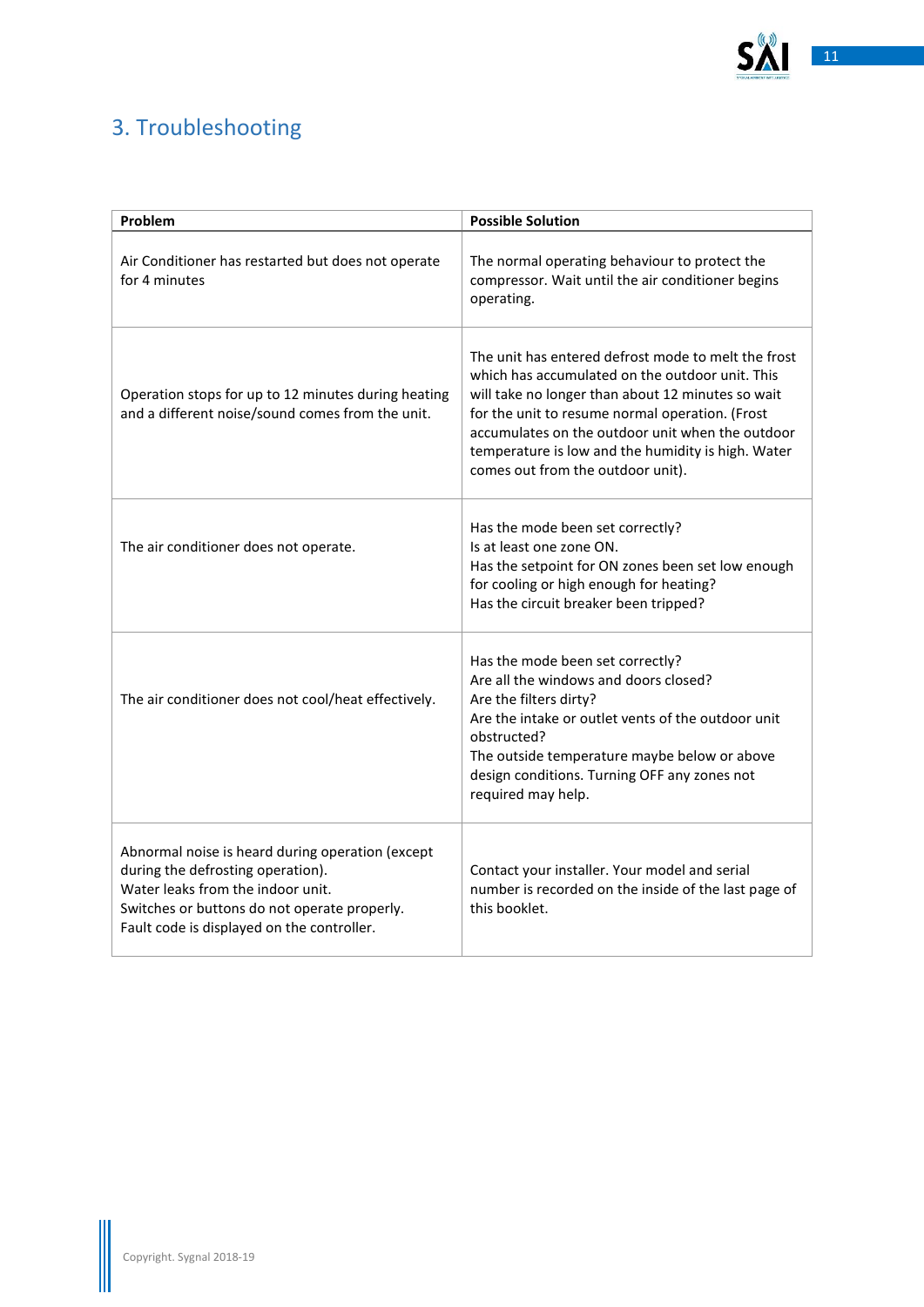## 3. Troubleshooting

| Problem | Possible Solution |
|---|---|
| Air Conditioner has restarted but does not operate for 4 minutes | The normal operating behaviour to protect the compressor. Wait until the air conditioner begins operating. |
| Operation stops for up to 12 minutes during heating and a different noise/sound comes from the unit. | The unit has entered defrost mode to melt the frost which has accumulated on the outdoor unit. This will take no longer than about 12 minutes so wait for the unit to resume normal operation. (Frost accumulates on the outdoor unit when the outdoor temperature is low and the humidity is high. Water comes out from the outdoor unit). |
| The air conditioner does not operate. | Has the mode been set correctly?<br>Is at least one zone ON.<br>Has the setpoint for ON zones been set low enough for cooling or high enough for heating?<br>Has the circuit breaker been tripped? |
| The air conditioner does not cool/heat effectively. | Has the mode been set correctly?<br>Are all the windows and doors closed?<br>Are the filters dirty?<br>Are the intake or outlet vents of the outdoor unit obstructed?<br>The outside temperature maybe below or above design conditions. Turning OFF any zones not required may help. |
| Abnormal noise is heard during operation (except during the defrosting operation).<br>Water leaks from the indoor unit.<br>Switches or buttons do not operate properly.<br>Fault code is displayed on the controller. | Contact your installer. Your model and serial number is recorded on the inside of the last page of this booklet. |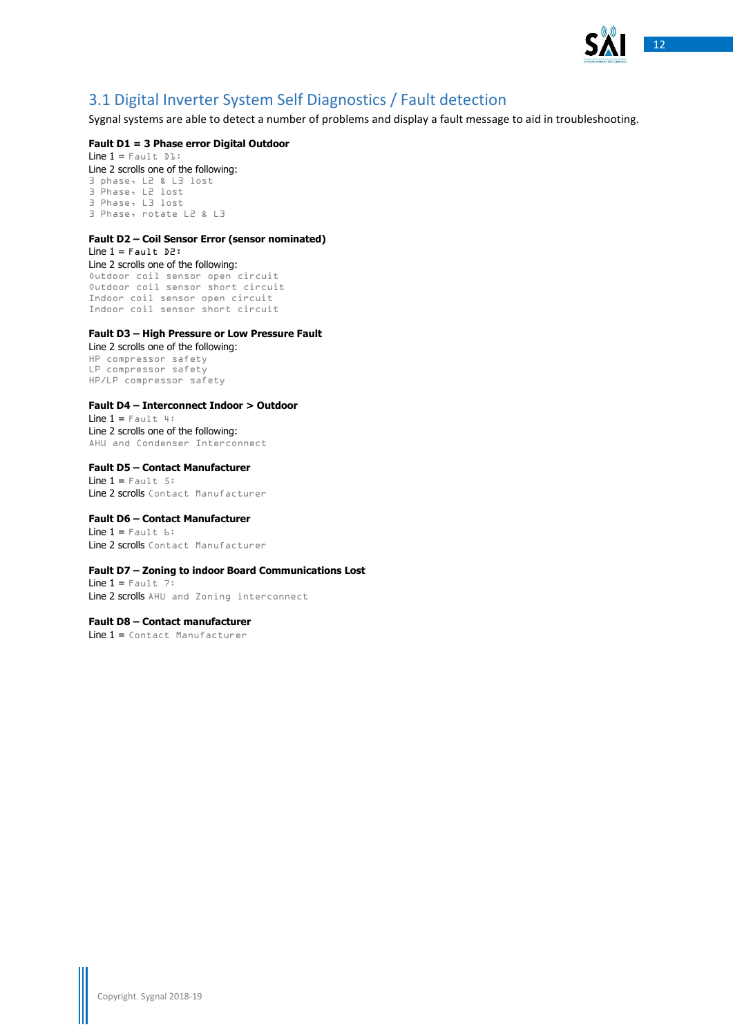## 3.1 Digital Inverter System Self Diagnostics / Fault detection

Sygnal systems are able to detect a number of problems and display a fault message to aid in troubleshooting.

**Fault D1 = 3 Phase error Digital Outdoor**

Line 1 = `Fault D1:`

Line 2 scrolls one of the following:

```
3 phase, L2 & L3 lost
3 Phase, L2 lost
3 Phase, L3 lost
3 Phase, rotate L2 & L3
```

**Fault D2 – Coil Sensor Error (sensor nominated)**

Line 1 = `Fault D2:`

Line 2 scrolls one of the following:

```
Outdoor coil sensor open circuit
Outdoor coil sensor short circuit
Indoor coil sensor open circuit
Indoor coil sensor short circuit
```

**Fault D3 – High Pressure or Low Pressure Fault**

Line 2 scrolls one of the following:

```
HP compressor safety
LP compressor safety
HP/LP compressor safety
```

**Fault D4 – Interconnect Indoor > Outdoor**

Line 1 = `Fault 4:`

Line 2 scrolls one of the following:

```
AHU and Condenser Interconnect
```

**Fault D5 – Contact Manufacturer**

Line 1 = `Fault 5:`

Line 2 scrolls `Contact Manufacturer`

**Fault D6 – Contact Manufacturer**

Line 1 = `Fault 6:`

Line 2 scrolls `Contact Manufacturer`

**Fault D7 – Zoning to indoor Board Communications Lost**

Line 1 = `Fault 7:`

Line 2 scrolls `AHU and Zoning interconnect`

**Fault D8 – Contact manufacturer**

Line 1 = `Contact Manufacturer`

Copyright. Sygnal 2018-19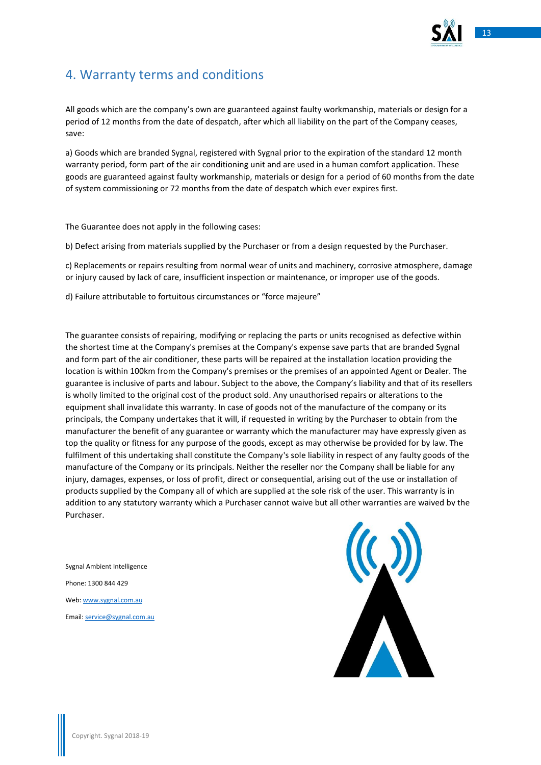## 4. Warranty terms and conditions

All goods which are the company's own are guaranteed against faulty workmanship, materials or design for a period of 12 months from the date of despatch, after which all liability on the part of the Company ceases, save:

a) Goods which are branded Sygnal, registered with Sygnal prior to the expiration of the standard 12 month warranty period, form part of the air conditioning unit and are used in a human comfort application. These goods are guaranteed against faulty workmanship, materials or design for a period of 60 months from the date of system commissioning or 72 months from the date of despatch which ever expires first.

The Guarantee does not apply in the following cases:

b) Defect arising from materials supplied by the Purchaser or from a design requested by the Purchaser.

c) Replacements or repairs resulting from normal wear of units and machinery, corrosive atmosphere, damage or injury caused by lack of care, insufficient inspection or maintenance, or improper use of the goods.

d) Failure attributable to fortuitous circumstances or "force majeure"

The guarantee consists of repairing, modifying or replacing the parts or units recognised as defective within the shortest time at the Company's premises at the Company's expense save parts that are branded Sygnal and form part of the air conditioner, these parts will be repaired at the installation location providing the location is within 100km from the Company's premises or the premises of an appointed Agent or Dealer. The guarantee is inclusive of parts and labour. Subject to the above, the Company's liability and that of its resellers is wholly limited to the original cost of the product sold. Any unauthorised repairs or alterations to the equipment shall invalidate this warranty. In case of goods not of the manufacture of the company or its principals, the Company undertakes that it will, if requested in writing by the Purchaser to obtain from the manufacturer the benefit of any guarantee or warranty which the manufacturer may have expressly given as top the quality or fitness for any purpose of the goods, except as may otherwise be provided for by law. The fulfilment of this undertaking shall constitute the Company's sole liability in respect of any faulty goods of the manufacture of the Company or its principals. Neither the reseller nor the Company shall be liable for any injury, damages, expenses, or loss of profit, direct or consequential, arising out of the use or installation of products supplied by the Company all of which are supplied at the sole risk of the user. This warranty is in addition to any statutory warranty which a Purchaser cannot waive but all other warranties are waived by the Purchaser.

Sygnal Ambient Intelligence

Phone: 1300 844 429

Web: www.sygnal.com.au

Email: service@sygnal.com.au

Copyright. Sygnal 2018-19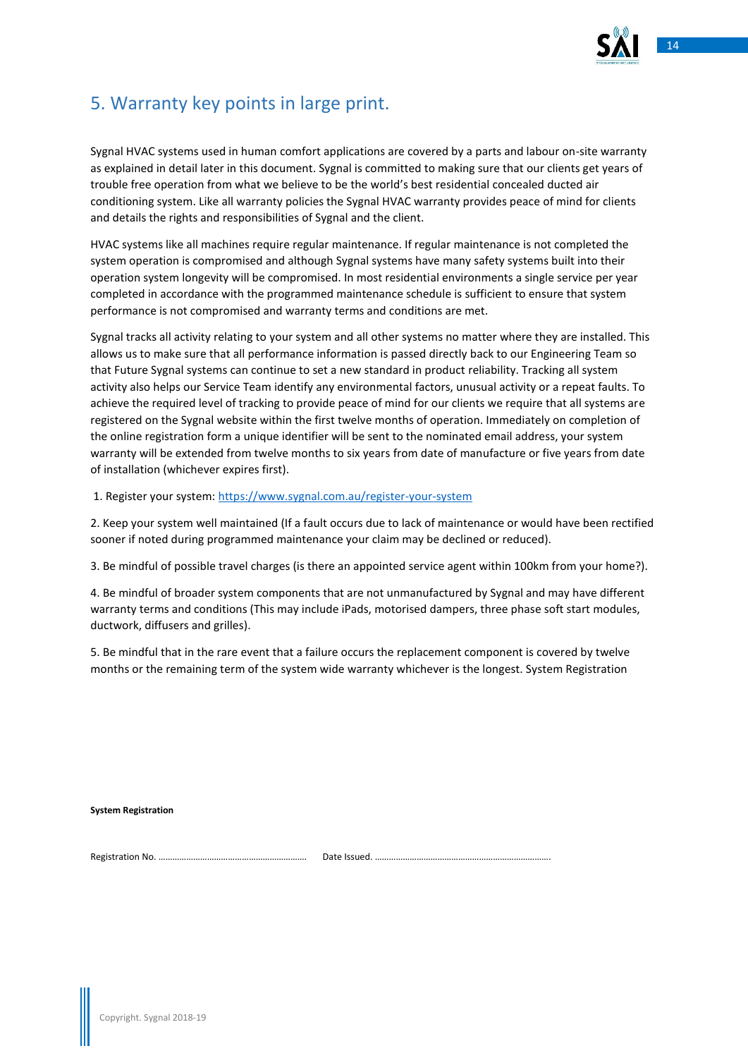## 5. Warranty key points in large print.

Sygnal HVAC systems used in human comfort applications are covered by a parts and labour on-site warranty as explained in detail later in this document. Sygnal is committed to making sure that our clients get years of trouble free operation from what we believe to be the world's best residential concealed ducted air conditioning system. Like all warranty policies the Sygnal HVAC warranty provides peace of mind for clients and details the rights and responsibilities of Sygnal and the client.

HVAC systems like all machines require regular maintenance. If regular maintenance is not completed the system operation is compromised and although Sygnal systems have many safety systems built into their operation system longevity will be compromised. In most residential environments a single service per year completed in accordance with the programmed maintenance schedule is sufficient to ensure that system performance is not compromised and warranty terms and conditions are met.

Sygnal tracks all activity relating to your system and all other systems no matter where they are installed. This allows us to make sure that all performance information is passed directly back to our Engineering Team so that Future Sygnal systems can continue to set a new standard in product reliability. Tracking all system activity also helps our Service Team identify any environmental factors, unusual activity or a repeat faults. To achieve the required level of tracking to provide peace of mind for our clients we require that all systems are registered on the Sygnal website within the first twelve months of operation. Immediately on completion of the online registration form a unique identifier will be sent to the nominated email address, your system warranty will be extended from twelve months to six years from date of manufacture or five years from date of installation (whichever expires first).

1. Register your system: https://www.sygnal.com.au/register-your-system

2. Keep your system well maintained (If a fault occurs due to lack of maintenance or would have been rectified sooner if noted during programmed maintenance your claim may be declined or reduced).

3. Be mindful of possible travel charges (is there an appointed service agent within 100km from your home?).

4. Be mindful of broader system components that are not unmanufactured by Sygnal and may have different warranty terms and conditions (This may include iPads, motorised dampers, three phase soft start modules, ductwork, diffusers and grilles).

5. Be mindful that in the rare event that a failure occurs the replacement component is covered by twelve months or the remaining term of the system wide warranty whichever is the longest. System Registration

**System Registration**

Registration No. ……………………………………………………… Date Issued. ………………………………………………………………….

Copyright. Sygnal 2018-19